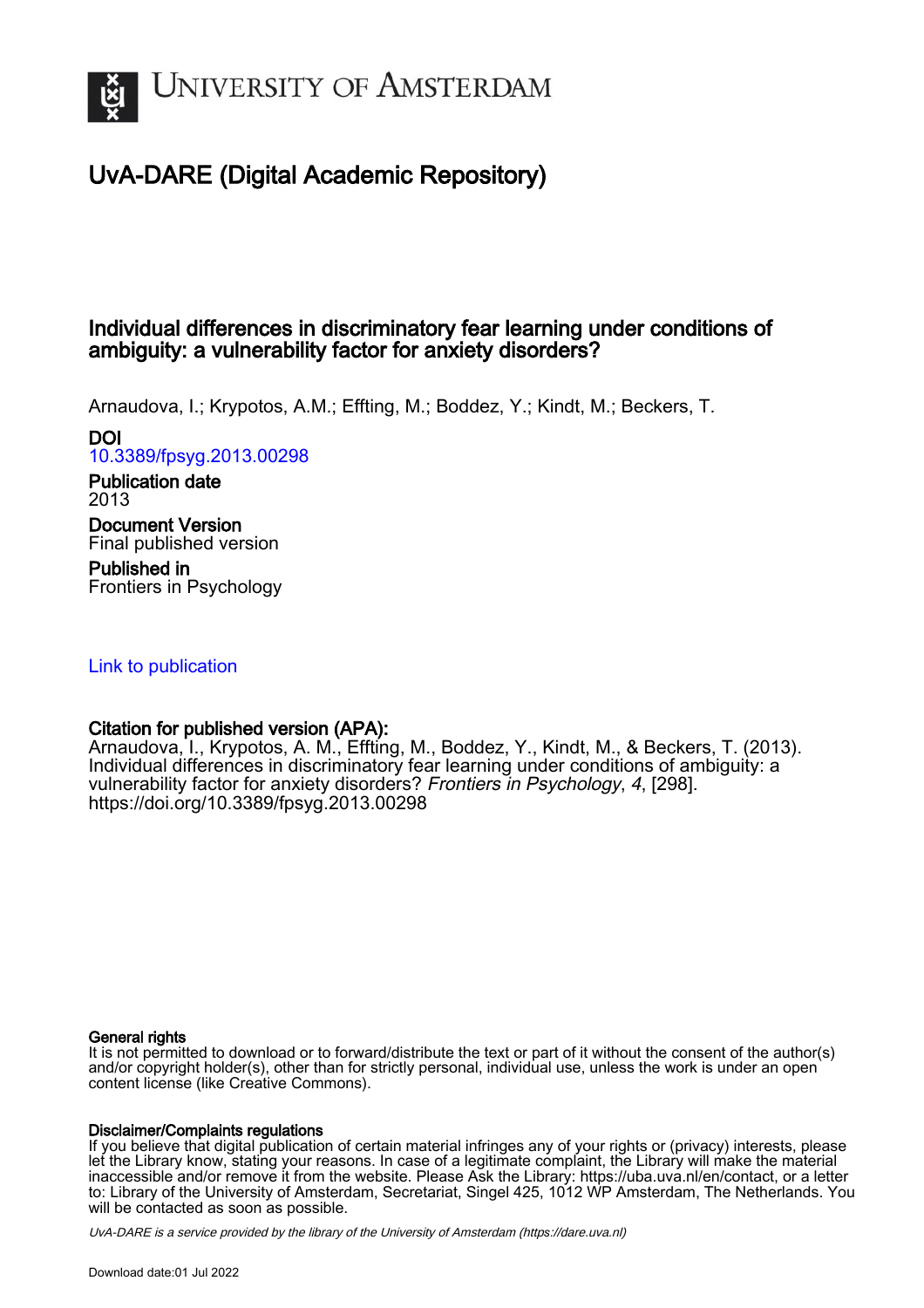University of Amsterdam

# UvA-DARE (Digital Academic Repository)

## Individual differences in discriminatory fear learning under conditions of ambiguity: a vulnerability factor for anxiety disorders?

Arnaudova, I.; Krypotos, A.M.; Effting, M.; Boddez, Y.; Kindt, M.; Beckers, T.

**DOI**
10.3389/fpsyg.2013.00298

**Publication date**
2013

**Document Version**
Final published version

**Published in**
Frontiers in Psychology

Link to publication

**Citation for published version (APA):**
Arnaudova, I., Krypotos, A. M., Effting, M., Boddez, Y., Kindt, M., & Beckers, T. (2013). Individual differences in discriminatory fear learning under conditions of ambiguity: a vulnerability factor for anxiety disorders? *Frontiers in Psychology*, *4*, [298]. https://doi.org/10.3389/fpsyg.2013.00298

**General rights**
It is not permitted to download or to forward/distribute the text or part of it without the consent of the author(s) and/or copyright holder(s), other than for strictly personal, individual use, unless the work is under an open content license (like Creative Commons).

**Disclaimer/Complaints regulations**
If you believe that digital publication of certain material infringes any of your rights or (privacy) interests, please let the Library know, stating your reasons. In case of a legitimate complaint, the Library will make the material inaccessible and/or remove it from the website. Please Ask the Library: https://uba.uva.nl/en/contact, or a letter to: Library of the University of Amsterdam, Secretariat, Singel 425, 1012 WP Amsterdam, The Netherlands. You will be contacted as soon as possible.

*UvA-DARE is a service provided by the library of the University of Amsterdam (https://dare.uva.nl)*

Download date:01 Jul 2022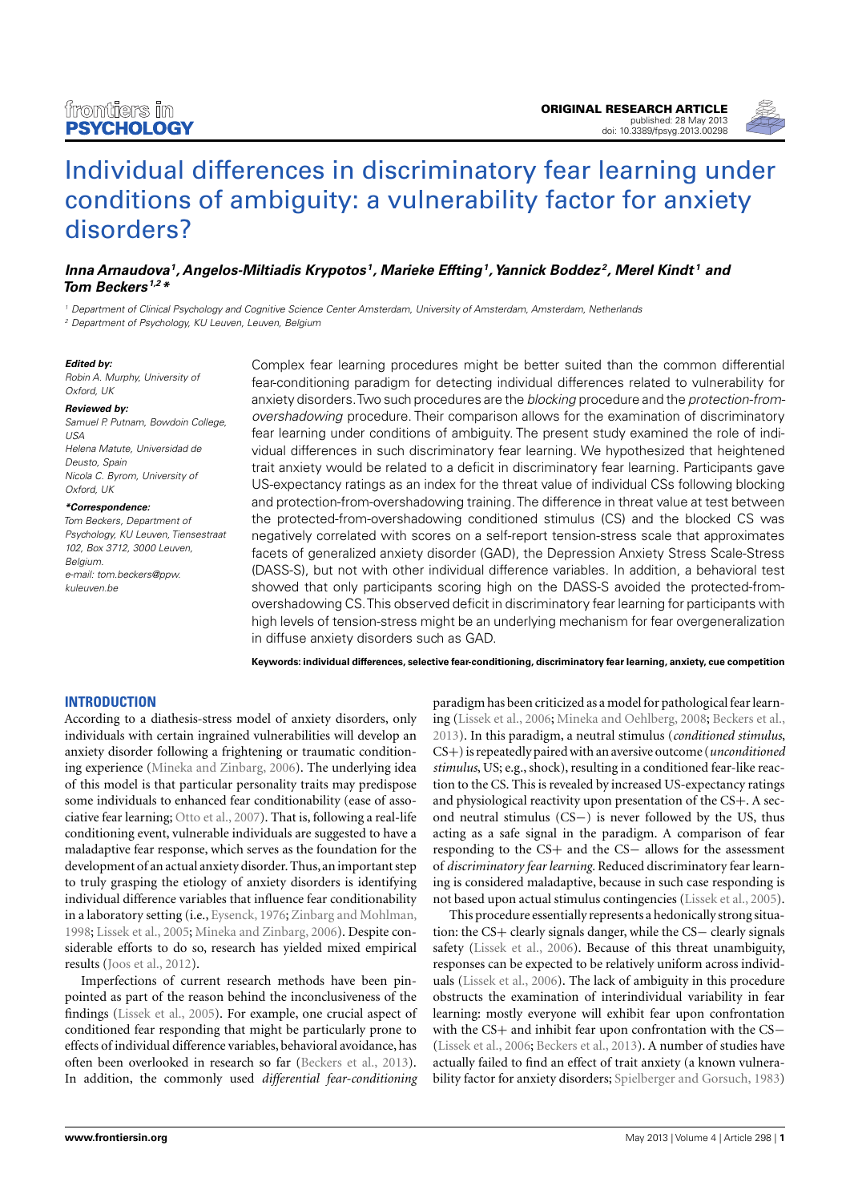# Individual differences in discriminatory fear learning under conditions of ambiguity: a vulnerability factor for anxiety disorders?

***Inna Arnaudova*[1]*, Angelos-Miltiadis Krypotos*[1]*, Marieke Effting*[1]*, Yannick Boddez*[2]*, Merel Kindt*[1] *and Tom Beckers*[1,2]*\****

[1] Department of Clinical Psychology and Cognitive Science Center Amsterdam, University of Amsterdam, Amsterdam, Netherlands

[2] Department of Psychology, KU Leuven, Leuven, Belgium

***Edited by:***
*Robin A. Murphy, University of Oxford, UK*

***Reviewed by:***
*Samuel P. Putnam, Bowdoin College, USA*
*Helena Matute, Universidad de Deusto, Spain*
*Nicola C. Byrom, University of Oxford, UK*

***\*Correspondence:***
*Tom Beckers, Department of Psychology, KU Leuven, Tiensestraat 102, Box 3712, 3000 Leuven, Belgium.*
*e-mail: tom.beckers@ppw.kuleuven.be*

Complex fear learning procedures might be better suited than the common differential fear-conditioning paradigm for detecting individual differences related to vulnerability for anxiety disorders. Two such procedures are the *blocking* procedure and the *protection-from-overshadowing* procedure. Their comparison allows for the examination of discriminatory fear learning under conditions of ambiguity. The present study examined the role of individual differences in such discriminatory fear learning. We hypothesized that heightened trait anxiety would be related to a deficit in discriminatory fear learning. Participants gave US-expectancy ratings as an index for the threat value of individual CSs following blocking and protection-from-overshadowing training. The difference in threat value at test between the protected-from-overshadowing conditioned stimulus (CS) and the blocked CS was negatively correlated with scores on a self-report tension-stress scale that approximates facets of generalized anxiety disorder (GAD), the Depression Anxiety Stress Scale-Stress (DASS-S), but not with other individual difference variables. In addition, a behavioral test showed that only participants scoring high on the DASS-S avoided the protected-from-overshadowing CS. This observed deficit in discriminatory fear learning for participants with high levels of tension-stress might be an underlying mechanism for fear overgeneralization in diffuse anxiety disorders such as GAD.

**Keywords: individual differences, selective fear-conditioning, discriminatory fear learning, anxiety, cue competition**

## INTRODUCTION

According to a diathesis-stress model of anxiety disorders, only individuals with certain ingrained vulnerabilities will develop an anxiety disorder following a frightening or traumatic conditioning experience (Mineka and Zinbarg, 2006). The underlying idea of this model is that particular personality traits may predispose some individuals to enhanced fear conditionability (ease of associative fear learning; Otto et al., 2007). That is, following a real-life conditioning event, vulnerable individuals are suggested to have a maladaptive fear response, which serves as the foundation for the development of an actual anxiety disorder. Thus, an important step to truly grasping the etiology of anxiety disorders is identifying individual difference variables that influence fear conditionability in a laboratory setting (i.e., Eysenck, 1976; Zinbarg and Mohlman, 1998; Lissek et al., 2005; Mineka and Zinbarg, 2006). Despite considerable efforts to do so, research has yielded mixed empirical results (Joos et al., 2012).

Imperfections of current research methods have been pinpointed as part of the reason behind the inconclusiveness of the findings (Lissek et al., 2005). For example, one crucial aspect of conditioned fear responding that might be particularly prone to effects of individual difference variables, behavioral avoidance, has often been overlooked in research so far (Beckers et al., 2013). In addition, the commonly used *differential fear-conditioning* paradigm has been criticized as a model for pathological fear learning (Lissek et al., 2006; Mineka and Oehlberg, 2008; Beckers et al., 2013). In this paradigm, a neutral stimulus (*conditioned stimulus*, CS+) is repeatedly paired with an aversive outcome (*unconditioned stimulus*, US; e.g., shock), resulting in a conditioned fear-like reaction to the CS. This is revealed by increased US-expectancy ratings and physiological reactivity upon presentation of the CS+. A second neutral stimulus (CS−) is never followed by the US, thus acting as a safe signal in the paradigm. A comparison of fear responding to the CS+ and the CS− allows for the assessment of *discriminatory fear learning*. Reduced discriminatory fear learning is considered maladaptive, because in such case responding is not based upon actual stimulus contingencies (Lissek et al., 2005).

This procedure essentially represents a hedonically strong situation: the CS+ clearly signals danger, while the CS− clearly signals safety (Lissek et al., 2006). Because of this threat unambiguity, responses can be expected to be relatively uniform across individuals (Lissek et al., 2006). The lack of ambiguity in this procedure obstructs the examination of interindividual variability in fear learning: mostly everyone will exhibit fear upon confrontation with the CS+ and inhibit fear upon confrontation with the CS− (Lissek et al., 2006; Beckers et al., 2013). A number of studies have actually failed to find an effect of trait anxiety (a known vulnerability factor for anxiety disorders; Spielberger and Gorsuch, 1983)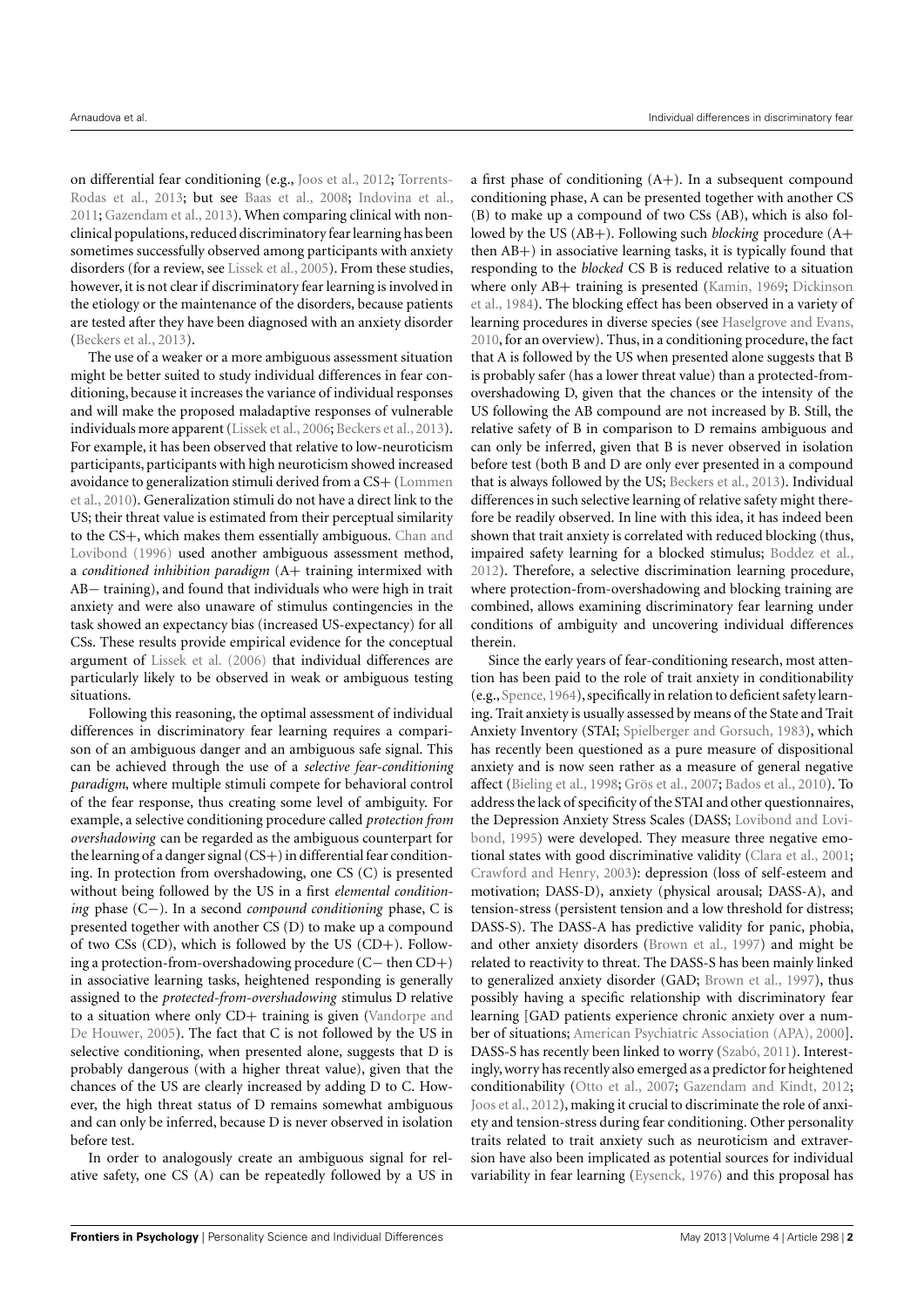on differential fear conditioning (e.g., Joos et al., 2012; Torrents-Rodas et al., 2013; but see Baas et al., 2008; Indovina et al., 2011; Gazendam et al., 2013). When comparing clinical with non-clinical populations, reduced discriminatory fear learning has been sometimes successfully observed among participants with anxiety disorders (for a review, see Lissek et al., 2005). From these studies, however, it is not clear if discriminatory fear learning is involved in the etiology or the maintenance of the disorders, because patients are tested after they have been diagnosed with an anxiety disorder (Beckers et al., 2013).

The use of a weaker or a more ambiguous assessment situation might be better suited to study individual differences in fear conditioning, because it increases the variance of individual responses and will make the proposed maladaptive responses of vulnerable individuals more apparent (Lissek et al., 2006; Beckers et al., 2013). For example, it has been observed that relative to low-neuroticism participants, participants with high neuroticism showed increased avoidance to generalization stimuli derived from a CS+ (Lommen et al., 2010). Generalization stimuli do not have a direct link to the US; their threat value is estimated from their perceptual similarity to the CS+, which makes them essentially ambiguous. Chan and Lovibond (1996) used another ambiguous assessment method, a *conditioned inhibition paradigm* (A+ training intermixed with AB− training), and found that individuals who were high in trait anxiety and were also unaware of stimulus contingencies in the task showed an expectancy bias (increased US-expectancy) for all CSs. These results provide empirical evidence for the conceptual argument of Lissek et al. (2006) that individual differences are particularly likely to be observed in weak or ambiguous testing situations.

Following this reasoning, the optimal assessment of individual differences in discriminatory fear learning requires a comparison of an ambiguous danger and an ambiguous safe signal. This can be achieved through the use of a *selective fear-conditioning paradigm*, where multiple stimuli compete for behavioral control of the fear response, thus creating some level of ambiguity. For example, a selective conditioning procedure called *protection from overshadowing* can be regarded as the ambiguous counterpart for the learning of a danger signal (CS+) in differential fear conditioning. In protection from overshadowing, one CS (C) is presented without being followed by the US in a first *elemental conditioning* phase (C−). In a second *compound conditioning* phase, C is presented together with another CS (D) to make up a compound of two CSs (CD), which is followed by the US (CD+). Following a protection-from-overshadowing procedure (C− then CD+) in associative learning tasks, heightened responding is generally assigned to the *protected-from-overshadowing* stimulus D relative to a situation where only CD+ training is given (Vandorpe and De Houwer, 2005). The fact that C is not followed by the US in selective conditioning, when presented alone, suggests that D is probably dangerous (with a higher threat value), given that the chances of the US are clearly increased by adding D to C. However, the high threat status of D remains somewhat ambiguous and can only be inferred, because D is never observed in isolation before test.

In order to analogously create an ambiguous signal for relative safety, one CS (A) can be repeatedly followed by a US in a first phase of conditioning (A+). In a subsequent compound conditioning phase, A can be presented together with another CS (B) to make up a compound of two CSs (AB), which is also followed by the US (AB+). Following such *blocking* procedure (A+ then AB+) in associative learning tasks, it is typically found that responding to the *blocked* CS B is reduced relative to a situation where only AB+ training is presented (Kamin, 1969; Dickinson et al., 1984). The blocking effect has been observed in a variety of learning procedures in diverse species (see Haselgrove and Evans, 2010, for an overview). Thus, in a conditioning procedure, the fact that A is followed by the US when presented alone suggests that B is probably safer (has a lower threat value) than a protected-from-overshadowing D, given that the chances or the intensity of the US following the AB compound are not increased by B. Still, the relative safety of B in comparison to D remains ambiguous and can only be inferred, given that B is never observed in isolation before test (both B and D are only ever presented in a compound that is always followed by the US; Beckers et al., 2013). Individual differences in such selective learning of relative safety might therefore be readily observed. In line with this idea, it has indeed been shown that trait anxiety is correlated with reduced blocking (thus, impaired safety learning for a blocked stimulus; Boddez et al., 2012). Therefore, a selective discrimination learning procedure, where protection-from-overshadowing and blocking training are combined, allows examining discriminatory fear learning under conditions of ambiguity and uncovering individual differences therein.

Since the early years of fear-conditioning research, most attention has been paid to the role of trait anxiety in conditionability (e.g., Spence, 1964), specifically in relation to deficient safety learning. Trait anxiety is usually assessed by means of the State and Trait Anxiety Inventory (STAI; Spielberger and Gorsuch, 1983), which has recently been questioned as a pure measure of dispositional anxiety and is now seen rather as a measure of general negative affect (Bieling et al., 1998; Grös et al., 2007; Bados et al., 2010). To address the lack of specificity of the STAI and other questionnaires, the Depression Anxiety Stress Scales (DASS; Lovibond and Lovibond, 1995) were developed. They measure three negative emotional states with good discriminative validity (Clara et al., 2001; Crawford and Henry, 2003): depression (loss of self-esteem and motivation; DASS-D), anxiety (physical arousal; DASS-A), and tension-stress (persistent tension and a low threshold for distress; DASS-S). The DASS-A has predictive validity for panic, phobia, and other anxiety disorders (Brown et al., 1997) and might be related to reactivity to threat. The DASS-S has been mainly linked to generalized anxiety disorder (GAD; Brown et al., 1997), thus possibly having a specific relationship with discriminatory fear learning [GAD patients experience chronic anxiety over a number of situations; American Psychiatric Association (APA), 2000]. DASS-S has recently been linked to worry (Szabó, 2011). Interestingly, worry has recently also emerged as a predictor for heightened conditionability (Otto et al., 2007; Gazendam and Kindt, 2012; Joos et al., 2012), making it crucial to discriminate the role of anxiety and tension-stress during fear conditioning. Other personality traits related to trait anxiety such as neuroticism and extraversion have also been implicated as potential sources for individual variability in fear learning (Eysenck, 1976) and this proposal has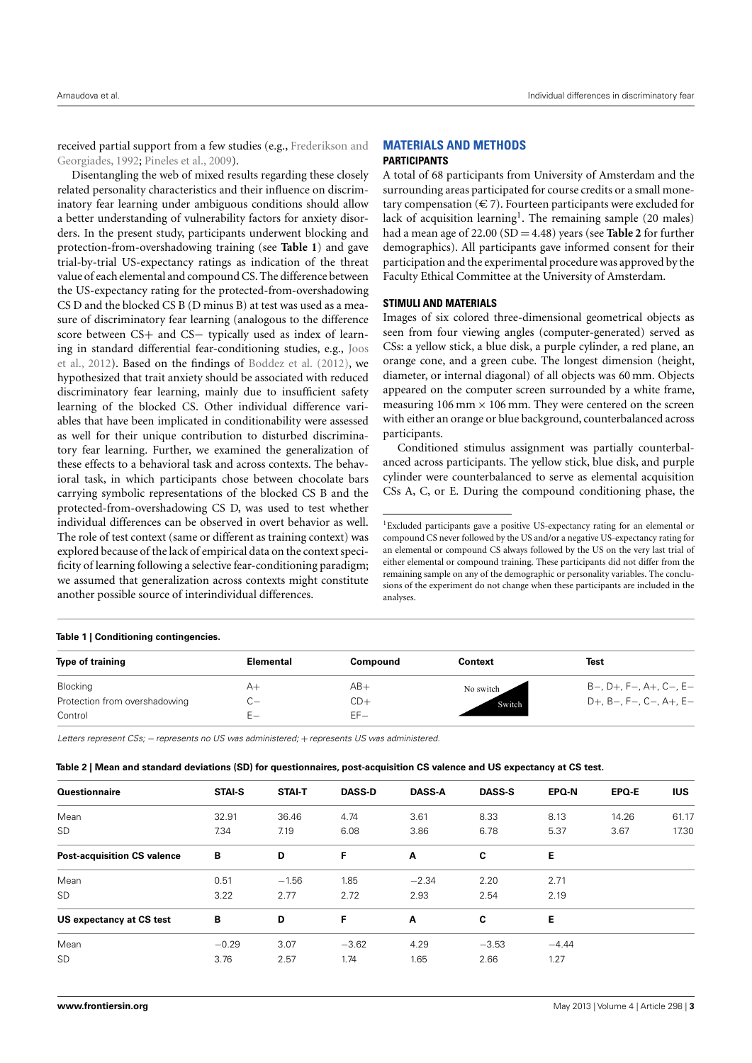received partial support from a few studies (e.g., Frederikson and Georgiades, 1992; Pineles et al., 2009).

Disentangling the web of mixed results regarding these closely related personality characteristics and their influence on discriminatory fear learning under ambiguous conditions should allow a better understanding of vulnerability factors for anxiety disorders. In the present study, participants underwent blocking and protection-from-overshadowing training (see **Table 1**) and gave trial-by-trial US-expectancy ratings as indication of the threat value of each elemental and compound CS. The difference between the US-expectancy rating for the protected-from-overshadowing CS D and the blocked CS B (D minus B) at test was used as a measure of discriminatory fear learning (analogous to the difference score between CS+ and CS− typically used as index of learning in standard differential fear-conditioning studies, e.g., Joos et al., 2012). Based on the findings of Boddez et al. (2012), we hypothesized that trait anxiety should be associated with reduced discriminatory fear learning, mainly due to insufficient safety learning of the blocked CS. Other individual difference variables that have been implicated in conditionability were assessed as well for their unique contribution to disturbed discriminatory fear learning. Further, we examined the generalization of these effects to a behavioral task and across contexts. The behavioral task, in which participants chose between chocolate bars carrying symbolic representations of the blocked CS B and the protected-from-overshadowing CS D, was used to test whether individual differences can be observed in overt behavior as well. The role of test context (same or different as training context) was explored because of the lack of empirical data on the context specificity of learning following a selective fear-conditioning paradigm; we assumed that generalization across contexts might constitute another possible source of interindividual differences.

## MATERIALS AND METHODS

### PARTICIPANTS

A total of 68 participants from University of Amsterdam and the surrounding areas participated for course credits or a small monetary compensation (€ 7). Fourteen participants were excluded for lack of acquisition learning[1]. The remaining sample (20 males) had a mean age of 22.00 (SD = 4.48) years (see **Table 2** for further demographics). All participants gave informed consent for their participation and the experimental procedure was approved by the Faculty Ethical Committee at the University of Amsterdam.

### STIMULI AND MATERIALS

Images of six colored three-dimensional geometrical objects as seen from four viewing angles (computer-generated) served as CSs: a yellow stick, a blue disk, a purple cylinder, a red plane, an orange cone, and a green cube. The longest dimension (height, diameter, or internal diagonal) of all objects was 60 mm. Objects appeared on the computer screen surrounded by a white frame, measuring 106 mm × 106 mm. They were centered on the screen with either an orange or blue background, counterbalanced across participants.

Conditioned stimulus assignment was partially counterbalanced across participants. The yellow stick, blue disk, and purple cylinder were counterbalanced to serve as elemental acquisition CSs A, C, or E. During the compound conditioning phase, the

[1]Excluded participants gave a positive US-expectancy rating for an elemental or compound CS never followed by the US and/or a negative US-expectancy rating for an elemental or compound CS always followed by the US on the very last trial of either elemental or compound training. These participants did not differ from the remaining sample on any of the demographic or personality variables. The conclusions of the experiment do not change when these participants are included in the analyses.

**Table 1 | Conditioning contingencies.**

| Type of training | Elemental | Compound | Context | Test |
|---|---|---|---|---|
| Blocking | A+ | AB+ | No switch | B−, D+, F−, A+, C−, E− |
| Protection from overshadowing | C− | CD+ | Switch | D+, B−, F−, C−, A+, E− |
| Control | E− | EF− | | |

*Letters represent CSs; − represents no US was administered; + represents US was administered.*

**Table 2 | Mean and standard deviations (SD) for questionnaires, post-acquisition CS valence and US expectancy at CS test.**

| Questionnaire | STAI-S | STAI-T | DASS-D | DASS-A | DASS-S | EPQ-N | EPQ-E | IUS |
|---|---|---|---|---|---|---|---|---|
| Mean | 32.91 | 36.46 | 4.74 | 3.61 | 8.33 | 8.13 | 14.26 | 61.17 |
| SD | 7.34 | 7.19 | 6.08 | 3.86 | 6.78 | 5.37 | 3.67 | 17.30 |
| **Post-acquisition CS valence** | **B** | **D** | **F** | **A** | **C** | **E** | | |
| Mean | 0.51 | −1.56 | 1.85 | −2.34 | 2.20 | 2.71 | | |
| SD | 3.22 | 2.77 | 2.72 | 2.93 | 2.54 | 2.19 | | |
| **US expectancy at CS test** | **B** | **D** | **F** | **A** | **C** | **E** | | |
| Mean | −0.29 | 3.07 | −3.62 | 4.29 | −3.53 | −4.44 | | |
| SD | 3.76 | 2.57 | 1.74 | 1.65 | 2.66 | 1.27 | | |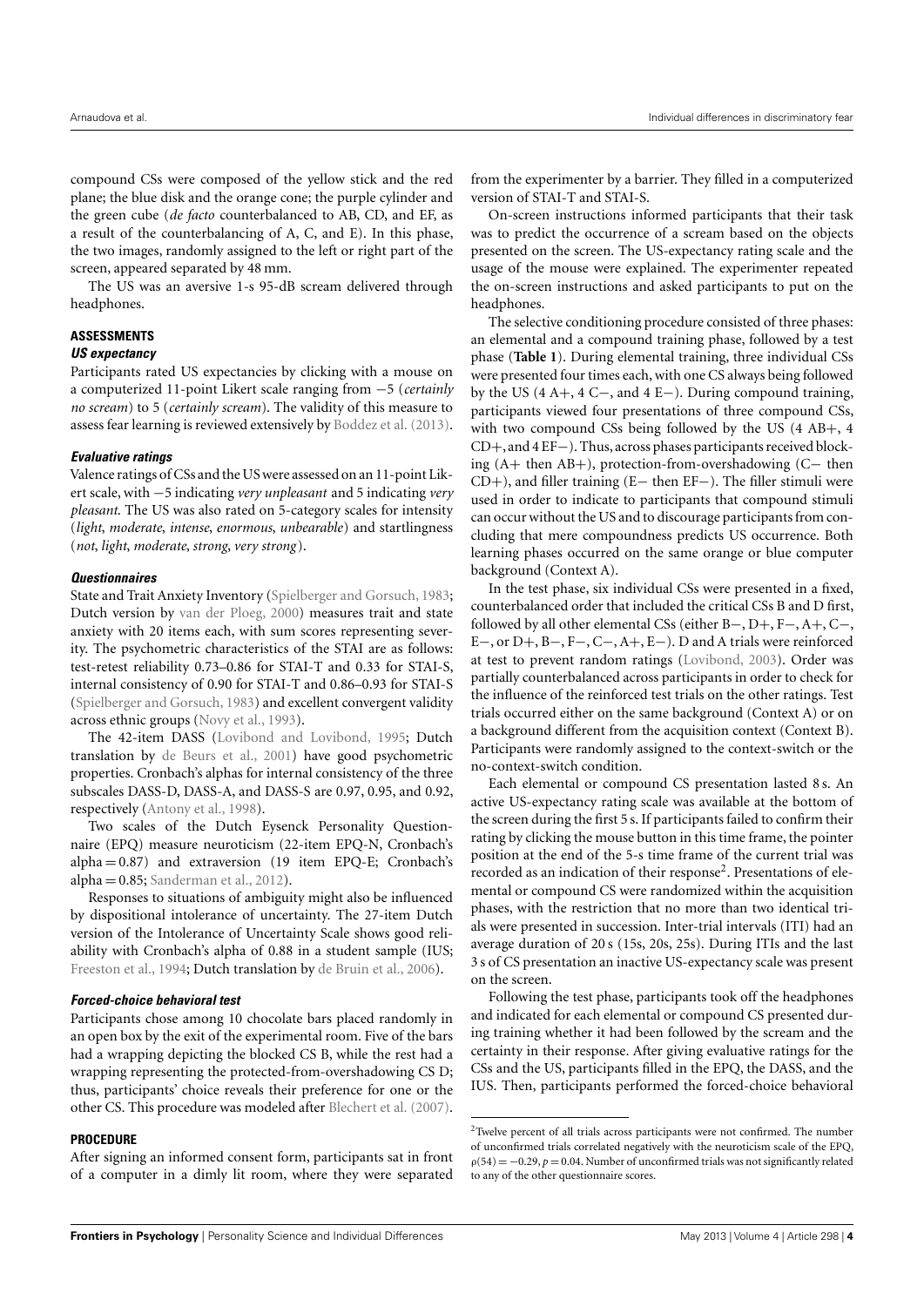compound CSs were composed of the yellow stick and the red plane; the blue disk and the orange cone; the purple cylinder and the green cube (*de facto* counterbalanced to AB, CD, and EF, as a result of the counterbalancing of A, C, and E). In this phase, the two images, randomly assigned to the left or right part of the screen, appeared separated by 48 mm.

The US was an aversive 1-s 95-dB scream delivered through headphones.

## ASSESSMENTS

### *US expectancy*

Participants rated US expectancies by clicking with a mouse on a computerized 11-point Likert scale ranging from −5 (*certainly no scream*) to 5 (*certainly scream*). The validity of this measure to assess fear learning is reviewed extensively by Boddez et al. (2013).

### *Evaluative ratings*

Valence ratings of CSs and the US were assessed on an 11-point Likert scale, with −5 indicating *very unpleasant* and 5 indicating *very pleasant*. The US was also rated on 5-category scales for intensity (*light*, *moderate*, *intense*, *enormous*, *unbearable*) and startlingness (*not*, *light*, *moderate*, *strong*, *very strong*).

### *Questionnaires*

State and Trait Anxiety Inventory (Spielberger and Gorsuch, 1983; Dutch version by van der Ploeg, 2000) measures trait and state anxiety with 20 items each, with sum scores representing severity. The psychometric characteristics of the STAI are as follows: test-retest reliability 0.73–0.86 for STAI-T and 0.33 for STAI-S, internal consistency of 0.90 for STAI-T and 0.86–0.93 for STAI-S (Spielberger and Gorsuch, 1983) and excellent convergent validity across ethnic groups (Novy et al., 1993).

The 42-item DASS (Lovibond and Lovibond, 1995; Dutch translation by de Beurs et al., 2001) have good psychometric properties. Cronbach's alphas for internal consistency of the three subscales DASS-D, DASS-A, and DASS-S are 0.97, 0.95, and 0.92, respectively (Antony et al., 1998).

Two scales of the Dutch Eysenck Personality Questionnaire (EPQ) measure neuroticism (22-item EPQ-N, Cronbach's alpha = 0.87) and extraversion (19 item EPQ-E; Cronbach's alpha = 0.85; Sanderman et al., 2012).

Responses to situations of ambiguity might also be influenced by dispositional intolerance of uncertainty. The 27-item Dutch version of the Intolerance of Uncertainty Scale shows good reliability with Cronbach's alpha of 0.88 in a student sample (IUS; Freeston et al., 1994; Dutch translation by de Bruin et al., 2006).

### *Forced-choice behavioral test*

Participants chose among 10 chocolate bars placed randomly in an open box by the exit of the experimental room. Five of the bars had a wrapping depicting the blocked CS B, while the rest had a wrapping representing the protected-from-overshadowing CS D; thus, participants' choice reveals their preference for one or the other CS. This procedure was modeled after Blechert et al. (2007).

## PROCEDURE

After signing an informed consent form, participants sat in front of a computer in a dimly lit room, where they were separated from the experimenter by a barrier. They filled in a computerized version of STAI-T and STAI-S.

On-screen instructions informed participants that their task was to predict the occurrence of a scream based on the objects presented on the screen. The US-expectancy rating scale and the usage of the mouse were explained. The experimenter repeated the on-screen instructions and asked participants to put on the headphones.

The selective conditioning procedure consisted of three phases: an elemental and a compound training phase, followed by a test phase (**Table 1**). During elemental training, three individual CSs were presented four times each, with one CS always being followed by the US (4 A+, 4 C−, and 4 E−). During compound training, participants viewed four presentations of three compound CSs, with two compound CSs being followed by the US (4 AB+, 4 CD+, and 4 EF−). Thus, across phases participants received blocking (A+ then AB+), protection-from-overshadowing (C− then CD+), and filler training (E− then EF−). The filler stimuli were used in order to indicate to participants that compound stimuli can occur without the US and to discourage participants from concluding that mere compoundness predicts US occurrence. Both learning phases occurred on the same orange or blue computer background (Context A).

In the test phase, six individual CSs were presented in a fixed, counterbalanced order that included the critical CSs B and D first, followed by all other elemental CSs (either B−, D+, F−, A+, C−, E−, or D+, B−, F−, C−, A+, E−). D and A trials were reinforced at test to prevent random ratings (Lovibond, 2003). Order was partially counterbalanced across participants in order to check for the influence of the reinforced test trials on the other ratings. Test trials occurred either on the same background (Context A) or on a background different from the acquisition context (Context B). Participants were randomly assigned to the context-switch or the no-context-switch condition.

Each elemental or compound CS presentation lasted 8 s. An active US-expectancy rating scale was available at the bottom of the screen during the first 5 s. If participants failed to confirm their rating by clicking the mouse button in this time frame, the pointer position at the end of the 5-s time frame of the current trial was recorded as an indication of their response[2]. Presentations of elemental or compound CS were randomized within the acquisition phases, with the restriction that no more than two identical trials were presented in succession. Inter-trial intervals (ITI) had an average duration of 20 s (15s, 20s, 25s). During ITIs and the last 3 s of CS presentation an inactive US-expectancy scale was present on the screen.

Following the test phase, participants took off the headphones and indicated for each elemental or compound CS presented during training whether it had been followed by the scream and the certainty in their response. After giving evaluative ratings for the CSs and the US, participants filled in the EPQ, the DASS, and the IUS. Then, participants performed the forced-choice behavioral

[2]Twelve percent of all trials across participants were not confirmed. The number of unconfirmed trials correlated negatively with the neuroticism scale of the EPQ, $\rho(54) = -0.29$, $p = 0.04$. Number of unconfirmed trials was not significantly related to any of the other questionnaire scores.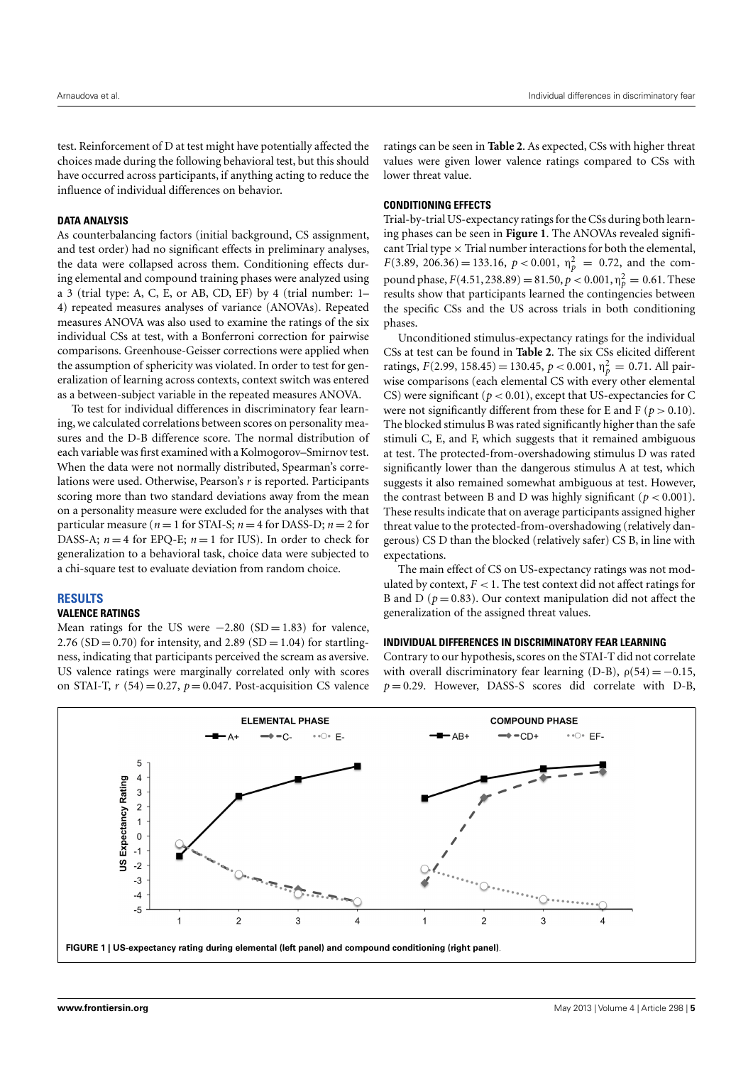test. Reinforcement of D at test might have potentially affected the choices made during the following behavioral test, but this should have occurred across participants, if anything acting to reduce the influence of individual differences on behavior.

### DATA ANALYSIS

As counterbalancing factors (initial background, CS assignment, and test order) had no significant effects in preliminary analyses, the data were collapsed across them. Conditioning effects during elemental and compound training phases were analyzed using a 3 (trial type: A, C, E, or AB, CD, EF) by 4 (trial number: 1–4) repeated measures analyses of variance (ANOVAs). Repeated measures ANOVA was also used to examine the ratings of the six individual CSs at test, with a Bonferroni correction for pairwise comparisons. Greenhouse-Geisser corrections were applied when the assumption of sphericity was violated. In order to test for generalization of learning across contexts, context switch was entered as a between-subject variable in the repeated measures ANOVA.

To test for individual differences in discriminatory fear learning, we calculated correlations between scores on personality measures and the D-B difference score. The normal distribution of each variable was first examined with a Kolmogorov–Smirnov test. When the data were not normally distributed, Spearman's correlations were used. Otherwise, Pearson's $r$ is reported. Participants scoring more than two standard deviations away from the mean on a personality measure were excluded for the analyses with that particular measure ($n = 1$ for STAI-S; $n = 4$ for DASS-D; $n = 2$ for DASS-A; $n = 4$ for EPQ-E; $n = 1$ for IUS). In order to check for generalization to a behavioral task, choice data were subjected to a chi-square test to evaluate deviation from random choice.

## RESULTS

### VALENCE RATINGS

Mean ratings for the US were $-2.80$ (SD $= 1.83$) for valence, 2.76 (SD $= 0.70$) for intensity, and 2.89 (SD $= 1.04$) for startlingness, indicating that participants perceived the scream as aversive. US valence ratings were marginally correlated only with scores on STAI-T, $r$ $(54) = 0.27$, $p = 0.047$. Post-acquisition CS valence ratings can be seen in **Table 2**. As expected, CSs with higher threat values were given lower valence ratings compared to CSs with lower threat value.

### CONDITIONING EFFECTS

Trial-by-trial US-expectancy ratings for the CSs during both learning phases can be seen in **Figure 1**. The ANOVAs revealed significant Trial type × Trial number interactions for both the elemental, $F(3.89, 206.36) = 133.16$, $p < 0.001$, $\eta_p^2 = 0.72$, and the compound phase, $F(4.51, 238.89) = 81.50$, $p < 0.001$, $\eta_p^2 = 0.61$. These results show that participants learned the contingencies between the specific CSs and the US across trials in both conditioning phases.

Unconditioned stimulus-expectancy ratings for the individual CSs at test can be found in **Table 2**. The six CSs elicited different ratings, $F(2.99, 158.45) = 130.45$, $p < 0.001$, $\eta_p^2 = 0.71$. All pairwise comparisons (each elemental CS with every other elemental CS) were significant ($p < 0.01$), except that US-expectancies for C were not significantly different from these for E and F ($p > 0.10$). The blocked stimulus B was rated significantly higher than the safe stimuli C, E, and F, which suggests that it remained ambiguous at test. The protected-from-overshadowing stimulus D was rated significantly lower than the dangerous stimulus A at test, which suggests it also remained somewhat ambiguous at test. However, the contrast between B and D was highly significant ($p < 0.001$). These results indicate that on average participants assigned higher threat value to the protected-from-overshadowing (relatively dangerous) CS D than the blocked (relatively safer) CS B, in line with expectations.

The main effect of CS on US-expectancy ratings was not modulated by context, $F < 1$. The test context did not affect ratings for B and D ($p = 0.83$). Our context manipulation did not affect the generalization of the assigned threat values.

### INDIVIDUAL DIFFERENCES IN DISCRIMINATORY FEAR LEARNING

Contrary to our hypothesis, scores on the STAI-T did not correlate with overall discriminatory fear learning (D-B), $\rho(54) = -0.15$, $p = 0.29$. However, DASS-S scores did correlate with D-B,

**FIGURE 1 | US-expectancy rating during elemental (left panel) and compound conditioning (right panel)**.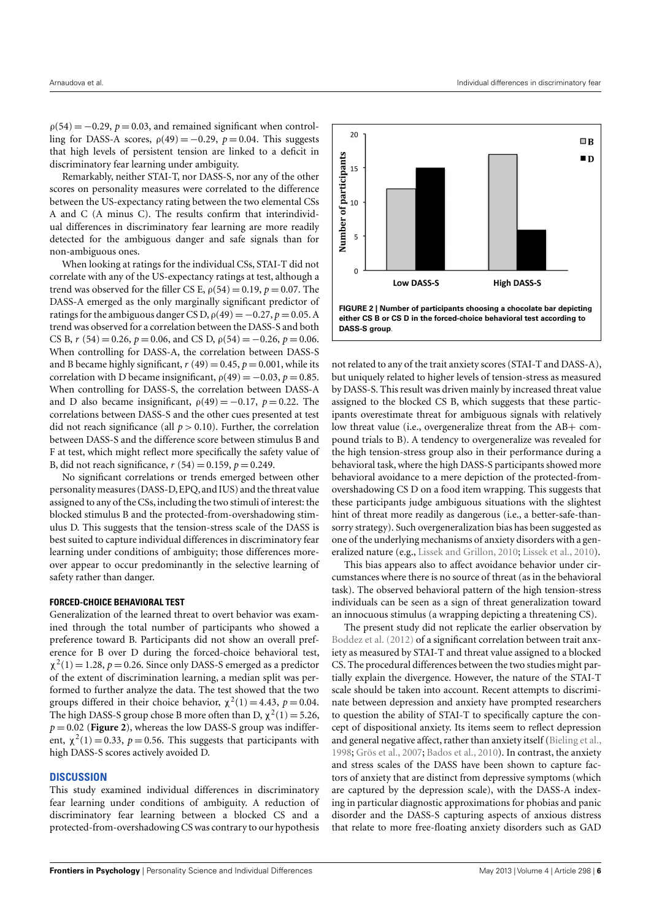$\rho(54) = -0.29$, $p = 0.03$, and remained significant when controlling for DASS-A scores, $\rho(49) = -0.29$, $p = 0.04$. This suggests that high levels of persistent tension are linked to a deficit in discriminatory fear learning under ambiguity.

Remarkably, neither STAI-T, nor DASS-S, nor any of the other scores on personality measures were correlated to the difference between the US-expectancy rating between the two elemental CSs A and C (A minus C). The results confirm that interindividual differences in discriminatory fear learning are more readily detected for the ambiguous danger and safe signals than for non-ambiguous ones.

When looking at ratings for the individual CSs, STAI-T did not correlate with any of the US-expectancy ratings at test, although a trend was observed for the filler CS E, $\rho(54) = 0.19$, $p = 0.07$. The DASS-A emerged as the only marginally significant predictor of ratings for the ambiguous danger CS D, $\rho(49) = -0.27$, $p = 0.05$. A trend was observed for a correlation between the DASS-S and both CS B, $r\ (54) = 0.26$, $p = 0.06$, and CS D, $\rho(54) = -0.26$, $p = 0.06$. When controlling for DASS-A, the correlation between DASS-S and B became highly significant, $r\ (49) = 0.45$, $p = 0.001$, while its correlation with D became insignificant, $\rho(49) = -0.03$, $p = 0.85$. When controlling for DASS-S, the correlation between DASS-A and D also became insignificant, $\rho(49) = -0.17$, $p = 0.22$. The correlations between DASS-S and the other cues presented at test did not reach significance (all $p > 0.10$). Further, the correlation between DASS-S and the difference score between stimulus B and F at test, which might reflect more specifically the safety value of B, did not reach significance, $r\ (54) = 0.159$, $p = 0.249$.

No significant correlations or trends emerged between other personality measures (DASS-D, EPQ, and IUS) and the threat value assigned to any of the CSs, including the two stimuli of interest: the blocked stimulus B and the protected-from-overshadowing stimulus D. This suggests that the tension-stress scale of the DASS is best suited to capture individual differences in discriminatory fear learning under conditions of ambiguity; those differences moreover appear to occur predominantly in the selective learning of safety rather than danger.

### FORCED-CHOICE BEHAVIORAL TEST

Generalization of the learned threat to overt behavior was examined through the total number of participants who showed a preference toward B. Participants did not show an overall preference for B over D during the forced-choice behavioral test, $\chi^2(1) = 1.28$, $p = 0.26$. Since only DASS-S emerged as a predictor of the extent of discrimination learning, a median split was performed to further analyze the data. The test showed that the two groups differed in their choice behavior, $\chi^2(1) = 4.43$, $p = 0.04$. The high DASS-S group chose B more often than D, $\chi^2(1) = 5.26$, $p = 0.02$ (**Figure 2**), whereas the low DASS-S group was indifferent, $\chi^2(1) = 0.33$, $p = 0.56$. This suggests that participants with high DASS-S scores actively avoided D.

**FIGURE 2 | Number of participants choosing a chocolate bar depicting either CS B or CS D in the forced-choice behavioral test according to DASS-S group.**

## DISCUSSION

This study examined individual differences in discriminatory fear learning under conditions of ambiguity. A reduction of discriminatory fear learning between a blocked CS and a protected-from-overshadowing CS was contrary to our hypothesis not related to any of the trait anxiety scores (STAI-T and DASS-A), but uniquely related to higher levels of tension-stress as measured by DASS-S. This result was driven mainly by increased threat value assigned to the blocked CS B, which suggests that these participants overestimate threat for ambiguous signals with relatively low threat value (i.e., overgeneralize threat from the AB+ compound trials to B). A tendency to overgeneralize was revealed for the high tension-stress group also in their performance during a behavioral task, where the high DASS-S participants showed more behavioral avoidance to a mere depiction of the protected-from-overshadowing CS D on a food item wrapping. This suggests that these participants judge ambiguous situations with the slightest hint of threat more readily as dangerous (i.e., a better-safe-than-sorry strategy). Such overgeneralization bias has been suggested as one of the underlying mechanisms of anxiety disorders with a generalized nature (e.g., Lissek and Grillon, 2010; Lissek et al., 2010).

This bias appears also to affect avoidance behavior under circumstances where there is no source of threat (as in the behavioral task). The observed behavioral pattern of the high tension-stress individuals can be seen as a sign of threat generalization toward an innocuous stimulus (a wrapping depicting a threatening CS).

The present study did not replicate the earlier observation by Boddez et al. (2012) of a significant correlation between trait anxiety as measured by STAI-T and threat value assigned to a blocked CS. The procedural differences between the two studies might partially explain the divergence. However, the nature of the STAI-T scale should be taken into account. Recent attempts to discriminate between depression and anxiety have prompted researchers to question the ability of STAI-T to specifically capture the concept of dispositional anxiety. Its items seem to reflect depression and general negative affect, rather than anxiety itself (Bieling et al., 1998; Grös et al., 2007; Bados et al., 2010). In contrast, the anxiety and stress scales of the DASS have been shown to capture factors of anxiety that are distinct from depressive symptoms (which are captured by the depression scale), with the DASS-A indexing in particular diagnostic approximations for phobias and panic disorder and the DASS-S capturing aspects of anxious distress that relate to more free-floating anxiety disorders such as GAD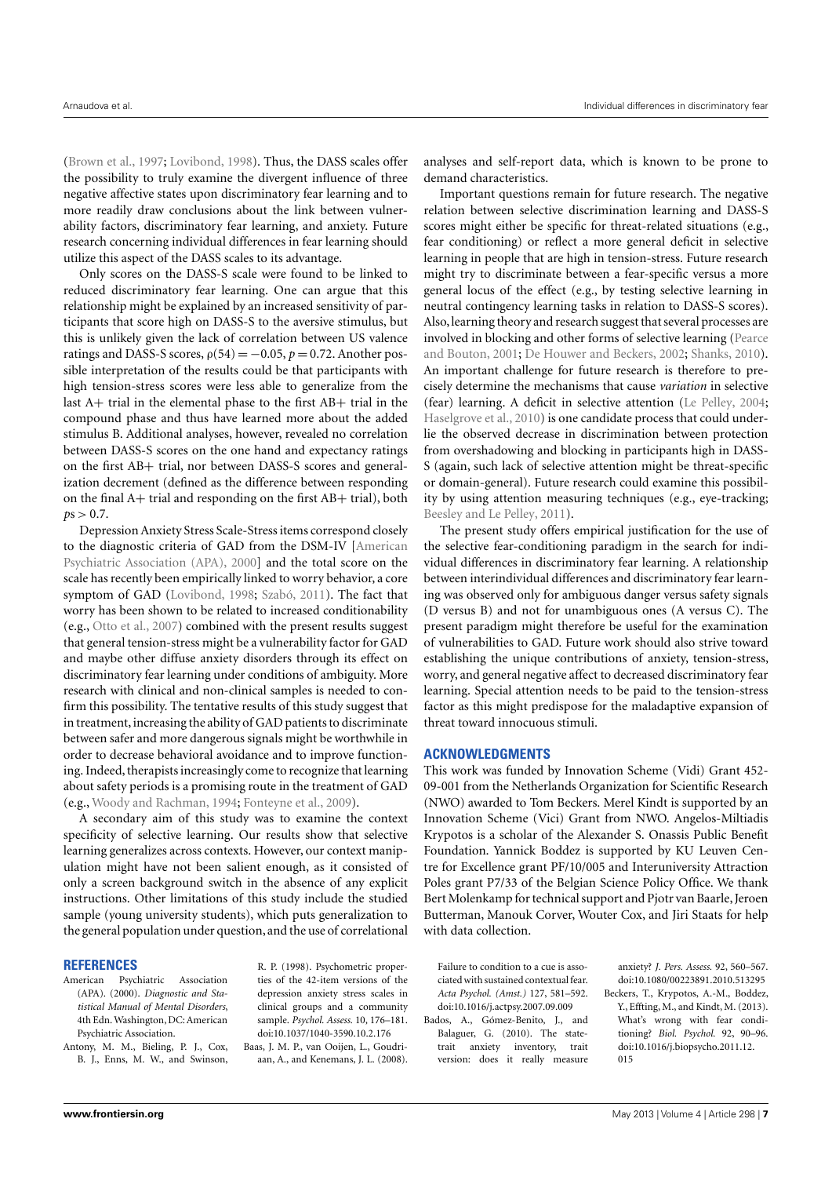(Brown et al., 1997; Lovibond, 1998). Thus, the DASS scales offer the possibility to truly examine the divergent influence of three negative affective states upon discriminatory fear learning and to more readily draw conclusions about the link between vulnerability factors, discriminatory fear learning, and anxiety. Future research concerning individual differences in fear learning should utilize this aspect of the DASS scales to its advantage.

Only scores on the DASS-S scale were found to be linked to reduced discriminatory fear learning. One can argue that this relationship might be explained by an increased sensitivity of participants that score high on DASS-S to the aversive stimulus, but this is unlikely given the lack of correlation between US valence ratings and DASS-S scores, $\rho(54) = -0.05$, $p = 0.72$. Another possible interpretation of the results could be that participants with high tension-stress scores were less able to generalize from the last A+ trial in the elemental phase to the first AB+ trial in the compound phase and thus have learned more about the added stimulus B. Additional analyses, however, revealed no correlation between DASS-S scores on the one hand and expectancy ratings on the first AB+ trial, nor between DASS-S scores and generalization decrement (defined as the difference between responding on the final A+ trial and responding on the first AB+ trial), both $ps > 0.7$.

Depression Anxiety Stress Scale-Stress items correspond closely to the diagnostic criteria of GAD from the DSM-IV [American Psychiatric Association (APA), 2000] and the total score on the scale has recently been empirically linked to worry behavior, a core symptom of GAD (Lovibond, 1998; Szabó, 2011). The fact that worry has been shown to be related to increased conditionability (e.g., Otto et al., 2007) combined with the present results suggest that general tension-stress might be a vulnerability factor for GAD and maybe other diffuse anxiety disorders through its effect on discriminatory fear learning under conditions of ambiguity. More research with clinical and non-clinical samples is needed to confirm this possibility. The tentative results of this study suggest that in treatment, increasing the ability of GAD patients to discriminate between safer and more dangerous signals might be worthwhile in order to decrease behavioral avoidance and to improve functioning. Indeed, therapists increasingly come to recognize that learning about safety periods is a promising route in the treatment of GAD (e.g., Woody and Rachman, 1994; Fonteyne et al., 2009).

A secondary aim of this study was to examine the context specificity of selective learning. Our results show that selective learning generalizes across contexts. However, our context manipulation might have not been salient enough, as it consisted of only a screen background switch in the absence of any explicit instructions. Other limitations of this study include the studied sample (young university students), which puts generalization to the general population under question, and the use of correlational analyses and self-report data, which is known to be prone to demand characteristics.

Important questions remain for future research. The negative relation between selective discrimination learning and DASS-S scores might either be specific for threat-related situations (e.g., fear conditioning) or reflect a more general deficit in selective learning in people that are high in tension-stress. Future research might try to discriminate between a fear-specific versus a more general locus of the effect (e.g., by testing selective learning in neutral contingency learning tasks in relation to DASS-S scores). Also, learning theory and research suggest that several processes are involved in blocking and other forms of selective learning (Pearce and Bouton, 2001; De Houwer and Beckers, 2002; Shanks, 2010). An important challenge for future research is therefore to precisely determine the mechanisms that cause *variation* in selective (fear) learning. A deficit in selective attention (Le Pelley, 2004; Haselgrove et al., 2010) is one candidate process that could underlie the observed decrease in discrimination between protection from overshadowing and blocking in participants high in DASS-S (again, such lack of selective attention might be threat-specific or domain-general). Future research could examine this possibility by using attention measuring techniques (e.g., eye-tracking; Beesley and Le Pelley, 2011).

The present study offers empirical justification for the use of the selective fear-conditioning paradigm in the search for individual differences in discriminatory fear learning. A relationship between interindividual differences and discriminatory fear learning was observed only for ambiguous danger versus safety signals (D versus B) and not for unambiguous ones (A versus C). The present paradigm might therefore be useful for the examination of vulnerabilities to GAD. Future work should also strive toward establishing the unique contributions of anxiety, tension-stress, worry, and general negative affect to decreased discriminatory fear learning. Special attention needs to be paid to the tension-stress factor as this might predispose for the maladaptive expansion of threat toward innocuous stimuli.

## ACKNOWLEDGMENTS

This work was funded by Innovation Scheme (Vidi) Grant 452-09-001 from the Netherlands Organization for Scientific Research (NWO) awarded to Tom Beckers. Merel Kindt is supported by an Innovation Scheme (Vici) Grant from NWO. Angelos-Miltiadis Krypotos is a scholar of the Alexander S. Onassis Public Benefit Foundation. Yannick Boddez is supported by KU Leuven Centre for Excellence grant PF/10/005 and Interuniversity Attraction Poles grant P7/33 of the Belgian Science Policy Office. We thank Bert Molenkamp for technical support and Pjotr van Baarle, Jeroen Butterman, Manouk Corver, Wouter Cox, and Jiri Staats for help with data collection.

## REFERENCES

American Psychiatric Association (APA). (2000). *Diagnostic and Statistical Manual of Mental Disorders*, 4th Edn. Washington, DC: American Psychiatric Association.

Antony, M. M., Bieling, P. J., Cox, B. J., Enns, M. W., and Swinson, R. P. (1998). Psychometric properties of the 42-item versions of the depression anxiety stress scales in clinical groups and a community sample. *Psychol. Assess.* 10, 176–181. doi:10.1037/1040-3590.10.2.176

Baas, J. M. P., van Ooijen, L., Goudriaan, A., and Kenemans, J. L. (2008). Failure to condition to a cue is associated with sustained contextual fear. *Acta Psychol. (Amst.)* 127, 581–592. doi:10.1016/j.actpsy.2007.09.009

Bados, A., Gómez-Benito, J., and Balaguer, G. (2010). The state-trait anxiety inventory, trait version: does it really measure anxiety? *J. Pers. Assess.* 92, 560–567. doi:10.1080/00223891.2010.513295

Beckers, T., Krypotos, A.-M., Boddez, Y., Effting, M., and Kindt, M. (2013). What's wrong with fear conditioning? *Biol. Psychol.* 92, 90–96. doi:10.1016/j.biopsycho.2011.12.015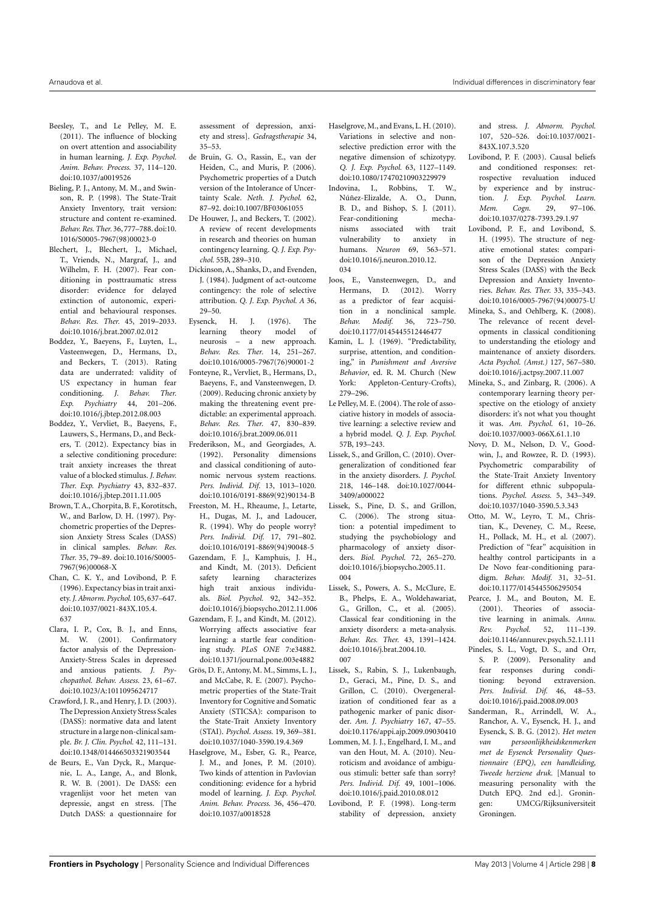Beesley, T., and Le Pelley, M. E. (2011). The influence of blocking on overt attention and associability in human learning. *J. Exp. Psychol. Anim. Behav. Process.* 37, 114–120. doi:10.1037/a0019526

Bieling, P. J., Antony, M. M., and Swinson, R. P. (1998). The State-Trait Anxiety Inventory, trait version: structure and content re-examined. *Behav. Res. Ther.* 36, 777–788. doi:10.1016/S0005-7967(98)00023-0

Blechert, J., Blechert, J., Michael, T., Vriends, N., Margraf, J., and Wilhelm, F. H. (2007). Fear conditioning in posttraumatic stress disorder: evidence for delayed extinction of autonomic, experiential and behavioural responses. *Behav. Res. Ther.* 45, 2019–2033. doi:10.1016/j.brat.2007.02.012

Boddez, Y., Baeyens, F., Luyten, L., Vasteenwegen, D., Hermans, D., and Beckers, T. (2013). Rating data are underrated: validity of US expectancy in human fear conditioning. *J. Behav. Ther. Exp. Psychiatry* 44, 201–206. doi:10.1016/j.jbtep.2012.08.003

Boddez, Y., Vervliet, B., Baeyens, F., Lauwers, S., Hermans, D., and Beckers, T. (2012). Expectancy bias in a selective conditioning procedure: trait anxiety increases the threat value of a blocked stimulus. *J. Behav. Ther. Exp. Psychiatry* 43, 832–837. doi:10.1016/j.jbtep.2011.11.005

Brown, T. A., Chorpita, B. F., Korotitsch, W., and Barlow, D. H. (1997). Psychometric properties of the Depression Anxiety Stress Scales (DASS) in clinical samples. *Behav. Res. Ther.* 35, 79–89. doi:10.1016/S0005-7967(96)00068-X

Chan, C. K. Y., and Lovibond, P. F. (1996). Expectancy bias in trait anxiety. *J. Abnorm. Psychol.* 105, 637–647. doi:10.1037/0021-843X.105.4.637

Clara, I. P., Cox, B. J., and Enns, M. W. (2001). Confirmatory factor analysis of the Depression-Anxiety-Stress Scales in depressed and anxious patients. *J. Psychopathol. Behav. Assess.* 23, 61–67. doi:10.1023/A:1011095624717

Crawford, J. R., and Henry, J. D. (2003). The Depression Anxiety Stress Scales (DASS): normative data and latent structure in a large non-clinical sample. *Br. J. Clin. Psychol.* 42, 111–131. doi:10.1348/014466503321903544

de Beurs, E., Van Dyck, R., Marquenie, L. A., Lange, A., and Blonk, R. W. B. (2001). De DASS: een vragenlijst voor het meten van depressie, angst en stress. [The Dutch DASS: a questionnaire for assessment of depression, anxiety and stress]. *Gedragstherapie* 34, 35–53.

de Bruin, G. O., Rassin, E., van der Heiden, C., and Muris, P. (2006). Psychometric properties of a Dutch version of the Intolerance of Uncertainty Scale. *Neth. J. Psychol.* 62, 87–92. doi:10.1007/BF03061055

De Houwer, J., and Beckers, T. (2002). A review of recent developments in research and theories on human contingency learning. *Q. J. Exp. Psychol.* 55B, 289–310.

Dickinson, A., Shanks, D., and Evenden, J. (1984). Judgment of act-outcome contingency: the role of selective attribution. *Q. J. Exp. Psychol. A* 36, 29–50.

Eysenck, H. J. (1976). The learning theory model of neurosis – a new approach. *Behav. Res. Ther.* 14, 251–267. doi:10.1016/0005-7967(76)90001-2

Fonteyne, R., Vervliet, B., Hermans, D., Baeyens, F., and Vansteenwegen, D. (2009). Reducing chronic anxiety by making the threatening event predictable: an experimental approach. *Behav. Res. Ther.* 47, 830–839. doi:10.1016/j.brat.2009.06.011

Frederikson, M., and Georgiades, A. (1992). Personality dimensions and classical conditioning of autonomic nervous system reactions. *Pers. Individ. Dif.* 13, 1013–1020. doi:10.1016/0191-8869(92)90134-B

Freeston, M. H., Rheaume, J., Letarte, H., Dugas, M. J., and Ladoucer, R. (1994). Why do people worry? *Pers. Individ. Dif.* 17, 791–802. doi:10.1016/0191-8869(94)90048-5

Gazendam, F. J., Kamphuis, J. H., and Kindt, M. (2013). Deficient safety learning characterizes high trait anxious individuals. *Biol. Psychol.* 92, 342–352. doi:10.1016/j.biopsycho.2012.11.006

Gazendam, F. J., and Kindt, M. (2012). Worrying affects associative fear learning: a startle fear conditioning study. *PLoS ONE* 7:e34882. doi:10.1371/journal.pone.003e4882

Grös, D. F., Antony, M. M., Simms, L. J., and McCabe, R. E. (2007). Psychometric properties of the State-Trait Inventory for Cognitive and Somatic Anxiety (STICSA): comparison to the State-Trait Anxiety Inventory (STAI). *Psychol. Assess.* 19, 369–381. doi:10.1037/1040-3590.19.4.369

Haselgrove, M., Esber, G. R., Pearce, J. M., and Jones, P. M. (2010). Two kinds of attention in Pavlovian conditioning: evidence for a hybrid model of learning. *J. Exp. Psychol. Anim. Behav. Process.* 36, 456–470. doi:10.1037/a0018528

Haselgrove, M., and Evans, L. H. (2010). Variations in selective and nonselective prediction error with the negative dimension of schizotypy. *Q. J. Exp. Psychol.* 63, 1127–1149. doi:10.1080/17470210903229979

Indovina, I., Robbins, T. W., Núñez-Elizalde, A. O., Dunn, B. D., and Bishop, S. J. (2011). Fear-conditioning mechanisms associated with trait vulnerability to anxiety in humans. *Neuron* 69, 563–571. doi:10.1016/j.neuron.2010.12.034

Joos, E., Vansteenwegen, D., and Hermans, D. (2012). Worry as a predictor of fear acquisition in a nonclinical sample. *Behav. Modif.* 36, 723–750. doi:10.1177/0145445512446477

Kamin, L. J. (1969). "Predictability, surprise, attention, and conditioning," in *Punishment and Aversive Behavior*, ed. R. M. Church (New York: Appleton-Century-Crofts), 279–296.

Le Pelley, M. E. (2004). The role of associative history in models of associative learning: a selective review and a hybrid model. *Q. J. Exp. Psychol.* 57B, 193–243.

Lissek, S., and Grillon, C. (2010). Overgeneralization of conditioned fear in the anxiety disorders. *J. Psychol.* 218, 146–148. doi:10.1027/0044-3409/a000022

Lissek, S., Pine, D. S., and Grillon, C. (2006). The strong situation: a potential impediment to studying the psychobiology and pharmacology of anxiety disorders. *Biol. Psychol.* 72, 265–270. doi:10.1016/j.biopsycho.2005.11.004

Lissek, S., Powers, A. S., McClure, E. B., Phelps, E. A., Woldehawariat, G., Grillon, C., et al. (2005). Classical fear conditioning in the anxiety disorders: a meta-analysis. *Behav. Res. Ther.* 43, 1391–1424. doi:10.1016/j.brat.2004.10.007

Lissek, S., Rabin, S. J., Lukenbaugh, D., Geraci, M., Pine, D. S., and Grillon, C. (2010). Overgeneralization of conditioned fear as a pathogenic marker of panic disorder. *Am. J. Psychiatry* 167, 47–55. doi:10.1176/appi.ajp.2009.09030410

Lommen, M. J. J., Engelhard, I. M., and van den Hout, M. A. (2010). Neuroticism and avoidance of ambiguous stimuli: better safe than sorry? *Pers. Individ. Dif.* 49, 1001–1006. doi:10.1016/j.paid.2010.08.012

Lovibond, P. F. (1998). Long-term stability of depression, anxiety and stress. *J. Abnorm. Psychol.* 107, 520–526. doi:10.1037/0021-843X.107.3.520

Lovibond, P. F. (2003). Causal beliefs and conditioned responses: retrospective revaluation induced by experience and by instruction. *J. Exp. Psychol. Learn. Mem. Cogn.* 29, 97–106. doi:10.1037/0278-7393.29.1.97

Lovibond, P. F., and Lovibond, S. H. (1995). The structure of negative emotional states: comparison of the Depression Anxiety Stress Scales (DASS) with the Beck Depression and Anxiety Inventories. *Behav. Res. Ther.* 33, 335–343. doi:10.1016/0005-7967(94)00075-U

Mineka, S., and Oehlberg, K. (2008). The relevance of recent developments in classical conditioning to understanding the etiology and maintenance of anxiety disorders. *Acta Psychol. (Amst.)* 127, 567–580. doi:10.1016/j.actpsy.2007.11.007

Mineka, S., and Zinbarg, R. (2006). A contemporary learning theory perspective on the etiology of anxiety disorders: it's not what you thought it was. *Am. Psychol.* 61, 10–26. doi:10.1037/0003-066X.61.1.10

Novy, D. M., Nelson, D. V., Goodwin, J., and Rowzee, R. D. (1993). Psychometric comparability of the State-Trait Anxiety Inventory for different ethnic subpopulations. *Psychol. Assess.* 5, 343–349. doi:10.1037/1040-3590.5.3.343

Otto, M. W., Leyro, T. M., Christian, K., Deveney, C. M., Reese, H., Pollack, M. H., et al. (2007). Prediction of "fear" acquisition in healthy control participants in a De Novo fear-conditioning paradigm. *Behav. Modif.* 31, 32–51. doi:10.1177/0145445506295054

Pearce, J. M., and Bouton, M. E. (2001). Theories of associative learning in animals. *Annu. Rev. Psychol.* 52, 111–139. doi:10.1146/annurev.psych.52.1.111

Pineles, S. L., Vogt, D. S., and Orr, S. P. (2009). Personality and fear responses during conditioning: beyond extraversion. *Pers. Individ. Dif.* 46, 48–53. doi:10.1016/j.paid.2008.09.003

Sanderman, R., Arrindell, W. A., Ranchor, A. V., Eysenck, H. J., and Eysenck, S. B. G. (2012). *Het meten van persoonlijkheidskenmerken met de Eysenck Personality Questionnaire (EPQ), een handleiding, Tweede herziene druk.* [Manual to measuring personality with the Dutch EPQ. 2nd ed.]. Groningen: UMCG/Rijksuniversiteit Groningen.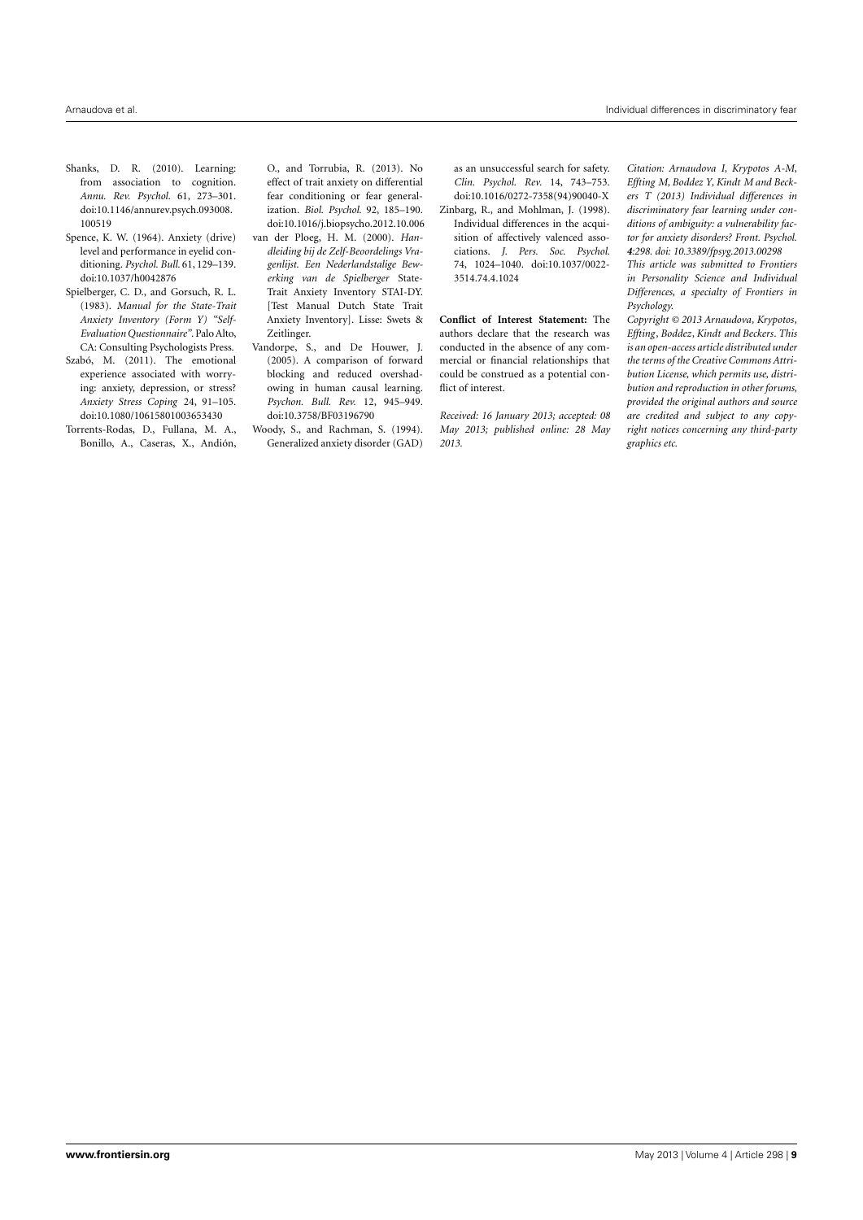Shanks, D. R. (2010). Learning: from association to cognition. *Annu. Rev. Psychol.* 61, 273–301. doi:10.1146/annurev.psych.093008.100519

Spence, K. W. (1964). Anxiety (drive) level and performance in eyelid conditioning. *Psychol. Bull.* 61, 129–139. doi:10.1037/h0042876

Spielberger, C. D., and Gorsuch, R. L. (1983). *Manual for the State-Trait Anxiety Inventory (Form Y) "Self-Evaluation Questionnaire"*. Palo Alto, CA: Consulting Psychologists Press.

Szabó, M. (2011). The emotional experience associated with worrying: anxiety, depression, or stress? *Anxiety Stress Coping* 24, 91–105. doi:10.1080/10615801003653430

Torrents-Rodas, D., Fullana, M. A., Bonillo, A., Caseras, X., Andión, O., and Torrubia, R. (2013). No effect of trait anxiety on differential fear conditioning or fear generalization. *Biol. Psychol.* 92, 185–190. doi:10.1016/j.biopsycho.2012.10.006

van der Ploeg, H. M. (2000). *Handleiding bij de Zelf-Beoordelings Vragenlijst. Een Nederlandstalige Bewerking van de Spielberger* State-Trait Anxiety Inventory STAI-DY. [Test Manual Dutch State Trait Anxiety Inventory]. Lisse: Swets & Zeitlinger.

Vandorpe, S., and De Houwer, J. (2005). A comparison of forward blocking and reduced overshadowing in human causal learning. *Psychon. Bull. Rev.* 12, 945–949. doi:10.3758/BF03196790

Woody, S., and Rachman, S. (1994). Generalized anxiety disorder (GAD) as an unsuccessful search for safety. *Clin. Psychol. Rev.* 14, 743–753. doi:10.1016/0272-7358(94)90040-X

Zinbarg, R., and Mohlman, J. (1998). Individual differences in the acquisition of affectively valenced associations. *J. Pers. Soc. Psychol.* 74, 1024–1040. doi:10.1037/0022-3514.74.4.1024

**Conflict of Interest Statement:** The authors declare that the research was conducted in the absence of any commercial or financial relationships that could be construed as a potential conflict of interest.

*Received: 16 January 2013; accepted: 08 May 2013; published online: 28 May 2013.*

*Citation: Arnaudova I, Krypotos A-M, Effting M, Boddez Y, Kindt M and Beckers T (2013) Individual differences in discriminatory fear learning under conditions of ambiguity: a vulnerability factor for anxiety disorders? Front. Psychol. **4**:298. doi: 10.3389/fpsyg.2013.00298*

*This article was submitted to Frontiers in Personality Science and Individual Differences, a specialty of Frontiers in Psychology.*

*Copyright © 2013 Arnaudova, Krypotos, Effting, Boddez, Kindt and Beckers. This is an open-access article distributed under the terms of the Creative Commons Attribution License, which permits use, distribution and reproduction in other forums, provided the original authors and source are credited and subject to any copyright notices concerning any third-party graphics etc.*